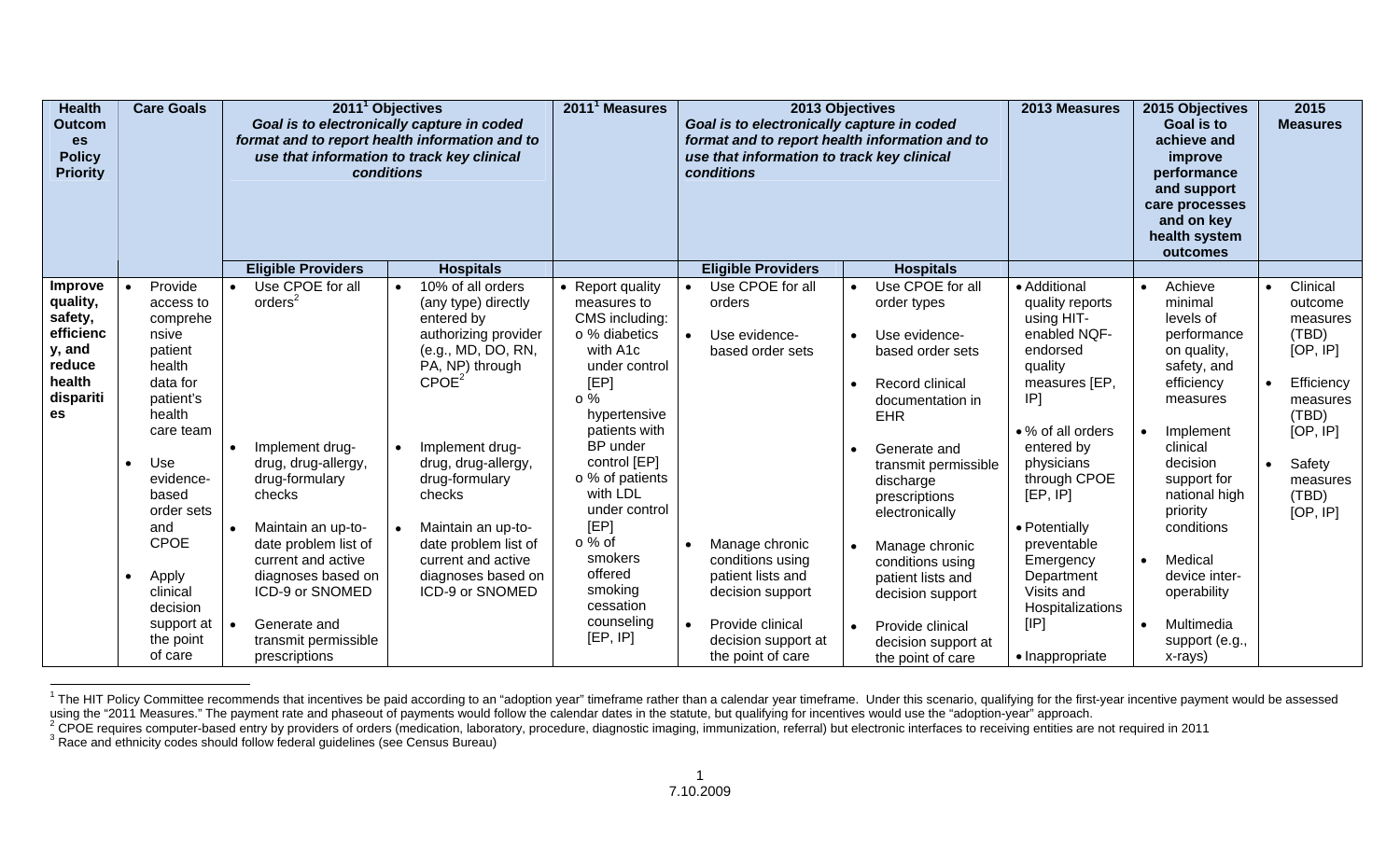| Health Outcomes Policy Priority | Care Goals | 2011[1] Objectives<br>*Goal is to electronically capture in coded format and to report health information and to use that information to track key clinical conditions* | | 2011[1] Measures | 2013 Objectives<br>*Goal is to electronically capture in coded format and to report health information and to use that information to track key clinical conditions* | | 2013 Measures | 2015 Objectives<br>Goal is to achieve and improve performance and support care processes and on key health system outcomes | 2015 Measures |
|---|---|---|---|---|---|---|---|---|---|
| | | **Eligible Providers** | **Hospitals** | | **Eligible Providers** | **Hospitals** | | | |
| **Improve quality, safety, efficiency, and reduce health disparities** | • Provide access to comprehensive patient health data for patient's health care team<br><br>• Use evidence-based order sets and CPOE<br><br>• Apply clinical decision support at the point of care | • Use CPOE for all orders[2]<br><br>• Implement drug-drug, drug-allergy, drug-formulary checks<br><br>• Maintain an up-to-date problem list of current and active diagnoses based on ICD-9 or SNOMED<br><br>• Generate and transmit permissible prescriptions | • 10% of all orders (any type) directly entered by authorizing provider (e.g., MD, DO, RN, PA, NP) through CPOE[2]<br><br>• Implement drug-drug, drug-allergy, drug-formulary checks<br><br>• Maintain an up-to-date problem list of current and active diagnoses based on ICD-9 or SNOMED | • Report quality measures to CMS including:<br>o % diabetics with A1c under control [EP]<br>o % hypertensive patients with BP under control [EP]<br>o % of patients with LDL under control [EP]<br>o % of smokers offered smoking cessation counseling [EP, IP] | • Use CPOE for all orders<br><br>• Use evidence-based order sets<br><br>• Manage chronic conditions using patient lists and decision support<br><br>• Provide clinical decision support at the point of care | • Use CPOE for all order types<br><br>• Use evidence-based order sets<br><br>• Record clinical documentation in EHR<br><br>• Generate and transmit permissible discharge prescriptions electronically<br><br>• Manage chronic conditions using patient lists and decision support<br><br>• Provide clinical decision support at the point of care | • Additional quality reports using HIT-enabled NQF-endorsed quality measures [EP, IP]<br><br>• % of all orders entered by physicians through CPOE [EP, IP]<br><br>• Potentially preventable Emergency Department Visits and Hospitalizations [IP]<br><br>• Inappropriate | • Achieve minimal levels of performance on quality, safety, and efficiency measures<br><br>• Implement clinical decision support for national high priority conditions<br><br>• Medical device inter-operability<br><br>• Multimedia support (e.g., x-rays) | • Clinical outcome measures (TBD) [OP, IP]<br><br>• Efficiency measures (TBD) [OP, IP]<br><br>• Safety measures (TBD) [OP, IP] |

[1] The HIT Policy Committee recommends that incentives be paid according to an "adoption year" timeframe rather than a calendar year timeframe. Under this scenario, qualifying for the first-year incentive payment would be assessed using the "2011 Measures." The payment rate and phaseout of payments would follow the calendar dates in the statute, but qualifying for incentives would use the "adoption-year" approach.

[2] CPOE requires computer-based entry by providers of orders (medication, laboratory, procedure, diagnostic imaging, immunization, referral) but electronic interfaces to receiving entities are not required in 2011

[3] Race and ethnicity codes should follow federal guidelines (see Census Bureau)

7.10.2009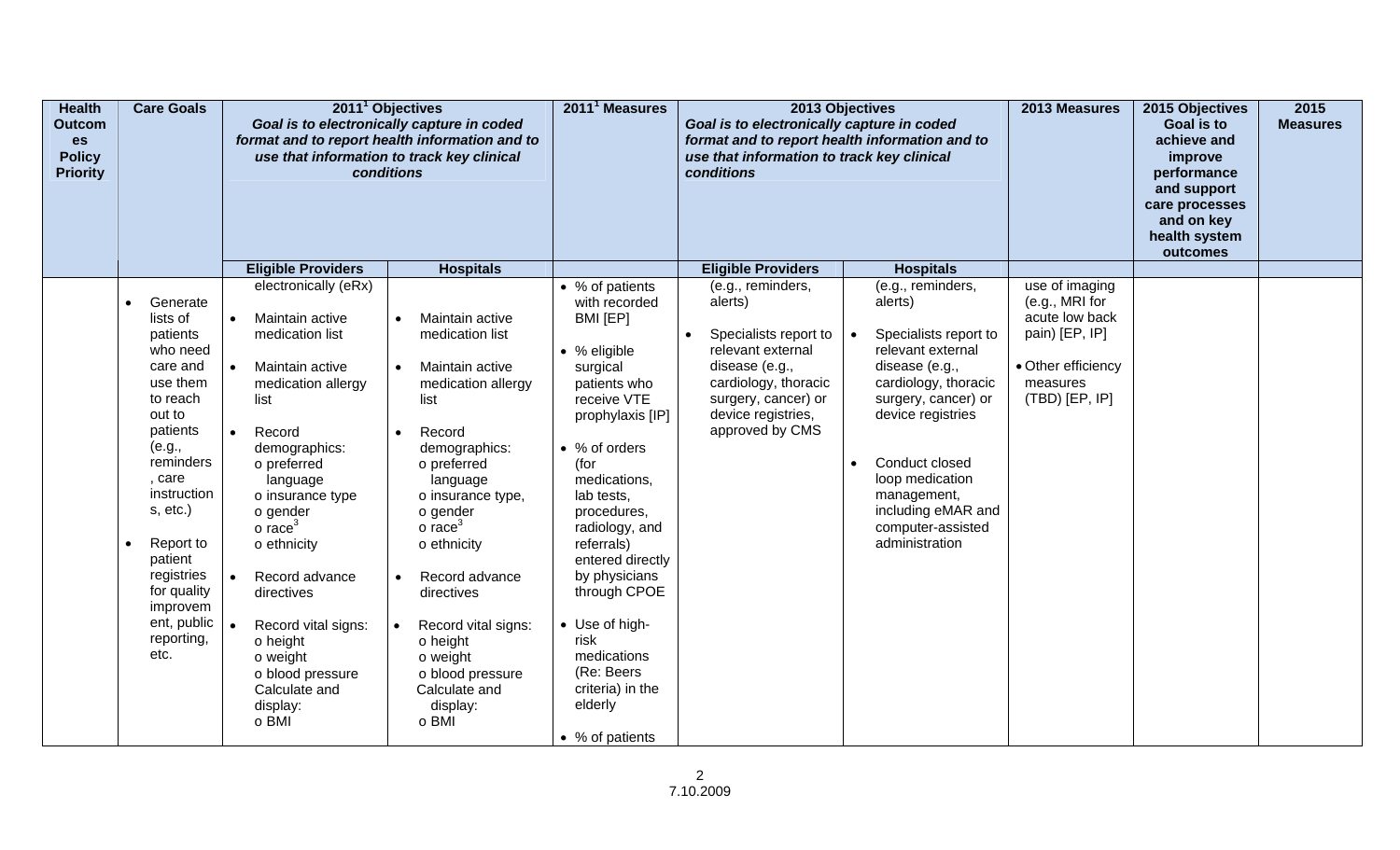| Health Outcomes Policy Priority | Care Goals | 2011[1] Objectives<br>*Goal is to electronically capture in coded format and to report health information and to use that information to track key clinical conditions* | | 2011[1] Measures | 2013 Objectives<br>*Goal is to electronically capture in coded format and to report health information and to use that information to track key clinical conditions* | | 2013 Measures | 2015 Objectives<br>Goal is to achieve and improve performance and support care processes and on key health system outcomes | 2015 Measures |
|---|---|---|---|---|---|---|---|---|---|
| | | **Eligible Providers** | **Hospitals** | | **Eligible Providers** | **Hospitals** | | | |
| | • Generate lists of patients who need care and use them to reach out to patients (e.g., reminders, care instructions, etc.)<br><br>• Report to patient registries for quality improvement, public reporting, etc. | electronically (eRx)<br><br>• Maintain active medication list<br><br>• Maintain active medication allergy list<br><br>• Record demographics:<br>o preferred language<br>o insurance type<br>o gender<br>o race[3]<br>o ethnicity<br><br>• Record advance directives<br><br>• Record vital signs:<br>o height<br>o weight<br>o blood pressure<br>Calculate and display:<br>o BMI | • Maintain active medication list<br><br>• Maintain active medication allergy list<br><br>• Record demographics:<br>o preferred language<br>o insurance type,<br>o gender<br>o race[3]<br>o ethnicity<br><br>• Record advance directives<br><br>• Record vital signs:<br>o height<br>o weight<br>o blood pressure<br>Calculate and display:<br>o BMI | • % of patients with recorded BMI [EP]<br><br>• % eligible surgical patients who receive VTE prophylaxis [IP]<br><br>• % of orders (for medications, lab tests, procedures, radiology, and referrals) entered directly by physicians through CPOE<br><br>• Use of high-risk medications (Re: Beers criteria) in the elderly<br><br>• % of patients | (e.g., reminders, alerts)<br><br>• Specialists report to relevant external disease (e.g., cardiology, thoracic surgery, cancer) or device registries, approved by CMS | (e.g., reminders, alerts)<br><br>• Specialists report to relevant external disease (e.g., cardiology, thoracic surgery, cancer) or device registries<br><br>• Conduct closed loop medication management, including eMAR and computer-assisted administration | use of imaging (e.g., MRI for acute low back pain) [EP, IP]<br><br>• Other efficiency measures (TBD) [EP, IP] | | |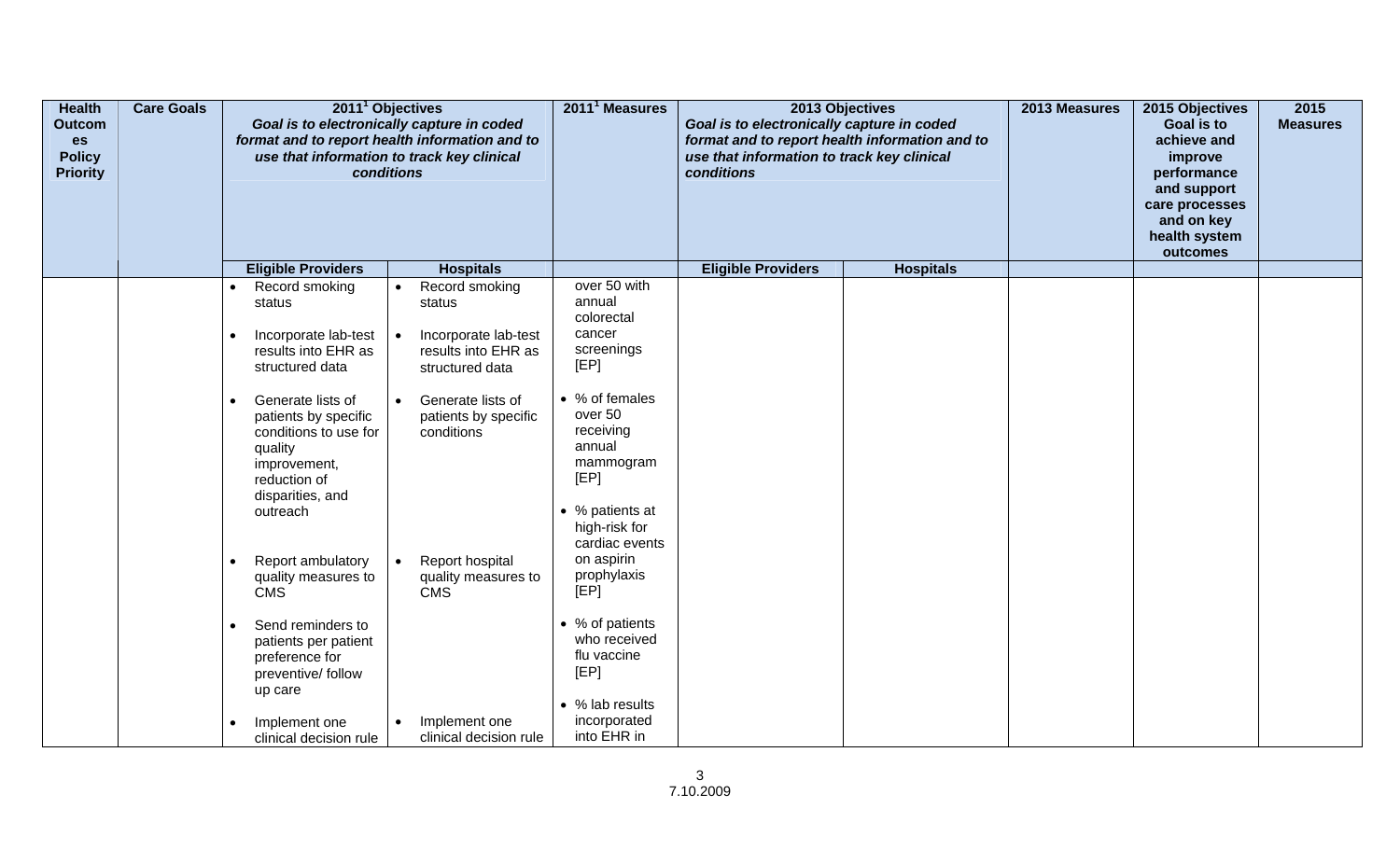| Health Outcomes Policy Priority | Care Goals | 2011[1] Objectives *Goal is to electronically capture in coded format and to report health information and to use that information to track key clinical conditions* | | 2011[1] Measures | 2013 Objectives *Goal is to electronically capture in coded format and to report health information and to use that information to track key clinical conditions* | | 2013 Measures | 2015 Objectives Goal is to achieve and improve performance and support care processes and on key health system outcomes | 2015 Measures |
|---|---|---|---|---|---|---|---|---|---|
| | | **Eligible Providers** | **Hospitals** | | **Eligible Providers** | **Hospitals** | | | |
| | | • Record smoking status<br><br>• Incorporate lab-test results into EHR as structured data<br><br>• Generate lists of patients by specific conditions to use for quality improvement, reduction of disparities, and outreach<br><br>• Report ambulatory quality measures to CMS<br><br>• Send reminders to patients per patient preference for preventive/ follow up care<br><br>• Implement one clinical decision rule | • Record smoking status<br><br>• Incorporate lab-test results into EHR as structured data<br><br>• Generate lists of patients by specific conditions<br><br>• Report hospital quality measures to CMS<br><br>• Implement one clinical decision rule | over 50 with annual colorectal cancer screenings [EP]<br><br>• % of females over 50 receiving annual mammogram [EP]<br><br>• % patients at high-risk for cardiac events on aspirin prophylaxis [EP]<br><br>• % of patients who received flu vaccine [EP]<br><br>• % lab results incorporated into EHR in | | | | | |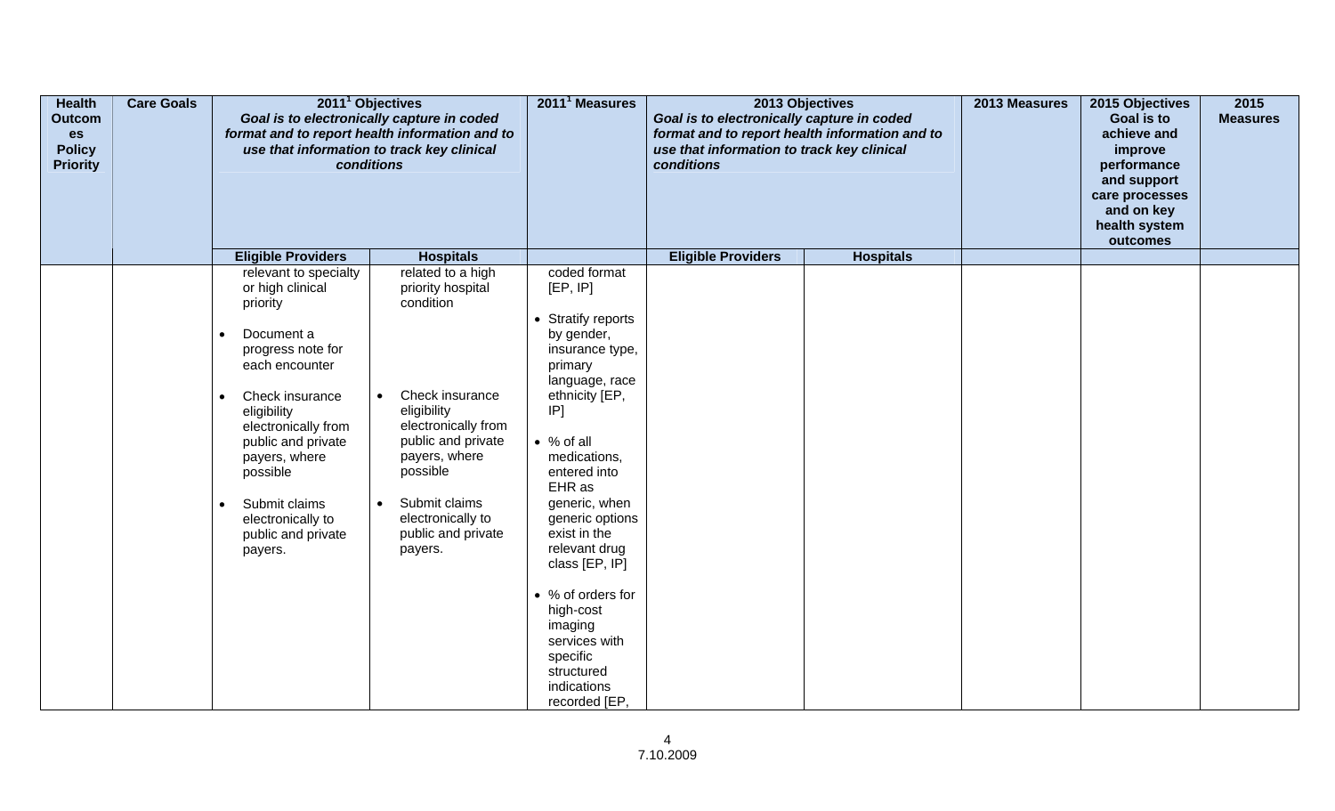| Health Outcomes Policy Priority | Care Goals | 2011[1] Objectives *Goal is to electronically capture in coded format and to report health information and to use that information to track key clinical conditions* | | 2011[1] Measures | 2013 Objectives *Goal is to electronically capture in coded format and to report health information and to use that information to track key clinical conditions* | | 2013 Measures | 2015 Objectives Goal is to achieve and improve performance and support care processes and on key health system outcomes | 2015 Measures |
|---|---|---|---|---|---|---|---|---|---|
| | | **Eligible Providers** | **Hospitals** | | **Eligible Providers** | **Hospitals** | | | |
| | | relevant to specialty or high clinical priority<br><br>• Document a progress note for each encounter<br><br>• Check insurance eligibility electronically from public and private payers, where possible<br><br>• Submit claims electronically to public and private payers. | related to a high priority hospital condition<br><br>• Check insurance eligibility electronically from public and private payers, where possible<br><br>• Submit claims electronically to public and private payers. | coded format [EP, IP]<br><br>• Stratify reports by gender, insurance type, primary language, race ethnicity [EP, IP]<br><br>• % of all medications, entered into EHR as generic, when generic options exist in the relevant drug class [EP, IP]<br><br>• % of orders for high-cost imaging services with specific structured indications recorded [EP, | | | | | |

7.10.2009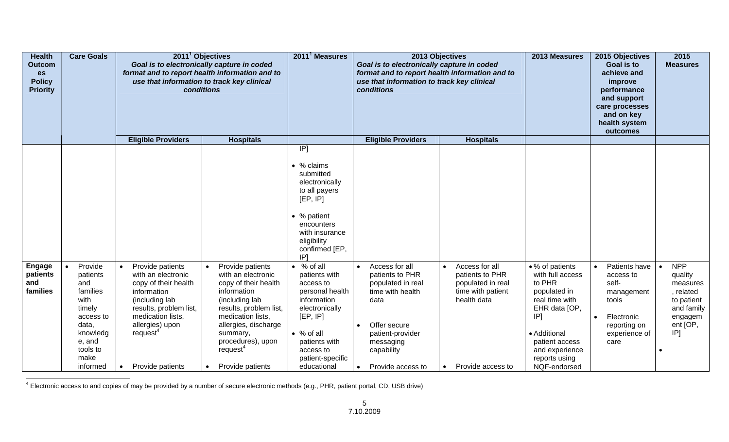| Health Outcomes Policy Priority | Care Goals | 2011[1] Objectives *Goal is to electronically capture in coded format and to report health information and to use that information to track key clinical conditions* | | 2011[1] Measures | 2013 Objectives *Goal is to electronically capture in coded format and to report health information and to use that information to track key clinical conditions* | | 2013 Measures | 2015 Objectives Goal is to achieve and improve performance and support care processes and on key health system outcomes | 2015 Measures |
|---|---|---|---|---|---|---|---|---|---|
| | | **Eligible Providers** | **Hospitals** | | **Eligible Providers** | **Hospitals** | | | |
| | | | | IP]<br>• % claims submitted electronically to all payers [EP, IP]<br>• % patient encounters with insurance eligibility confirmed [EP, IP] | | | | | |
| **Engage patients and families** | • Provide patients and families with timely access to data, knowledge, and tools to make informed | • Provide patients with an electronic copy of their health information (including lab results, problem list, medication lists, allergies) upon request[4]<br>• Provide patients | • Provide patients with an electronic copy of their health information (including lab results, problem list, medication lists, allergies, discharge summary, procedures), upon request[4]<br>• Provide patients | • % of all patients with access to personal health information electronically [EP, IP]<br>• % of all patients with access to patient-specific educational | • Access for all patients to PHR populated in real time with health data<br>• Offer secure patient-provider messaging capability<br>• Provide access to | • Access for all patients to PHR populated in real time with patient health data<br>• Provide access to | • % of patients with full access to PHR populated in real time with EHR data [OP, IP]<br>• Additional patient access and experience reports using NQF-endorsed | • Patients have access to self-management tools<br>• Electronic reporting on experience of care | • NPP quality measures, related to patient and family engagement [OP, IP]<br>• |

[4] Electronic access to and copies of may be provided by a number of secure electronic methods (e.g., PHR, patient portal, CD, USB drive)

7.10.2009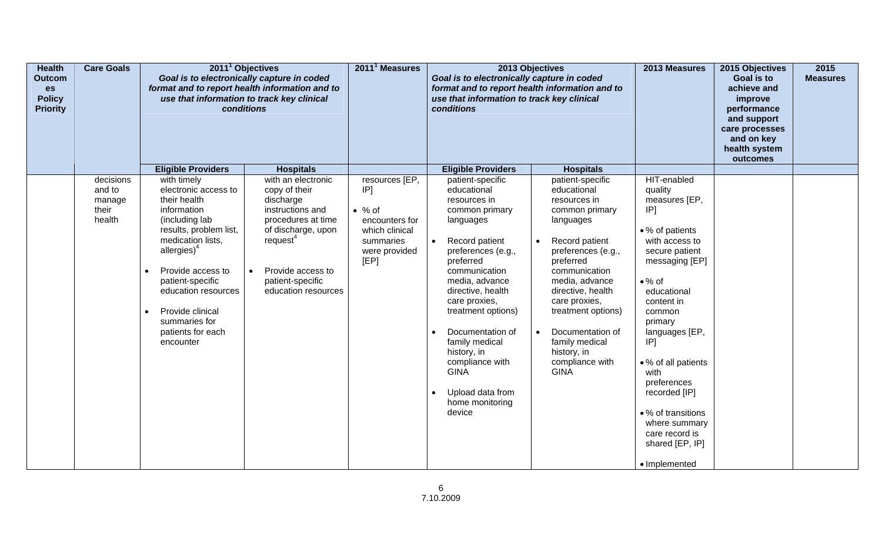| Health Outcomes Policy Priority | Care Goals | 2011[1] Objectives *Goal is to electronically capture in coded format and to report health information and to use that information to track key clinical conditions* | | 2011[1] Measures | 2013 Objectives *Goal is to electronically capture in coded format and to report health information and to use that information to track key clinical conditions* | | 2013 Measures | 2015 Objectives Goal is to achieve and improve performance and support care processes and on key health system outcomes | 2015 Measures |
|---|---|---|---|---|---|---|---|---|---|
| | | **Eligible Providers** | **Hospitals** | | **Eligible Providers** | **Hospitals** | | | |
| | decisions and to manage their health | with timely electronic access to their health information (including lab results, problem list, medication lists, allergies)[4]<br>• Provide access to patient-specific education resources<br>• Provide clinical summaries for patients for each encounter | with an electronic copy of their discharge instructions and procedures at time of discharge, upon request[4]<br>• Provide access to patient-specific education resources | resources [EP, IP]<br>• % of encounters for which clinical summaries were provided [EP] | patient-specific educational resources in common primary languages<br>• Record patient preferences (e.g., preferred communication media, advance directive, health care proxies, treatment options)<br>• Documentation of family medical history, in compliance with GINA<br>• Upload data from home monitoring device | patient-specific educational resources in common primary languages<br>• Record patient preferences (e.g., preferred communication media, advance directive, health care proxies, treatment options)<br>• Documentation of family medical history, in compliance with GINA | HIT-enabled quality measures [EP, IP]<br>• % of patients with access to secure patient messaging [EP]<br>• % of educational content in common primary languages [EP, IP]<br>• % of all patients with preferences recorded [IP]<br>• % of transitions where summary care record is shared [EP, IP]<br>• Implemented | | |

7.10.2009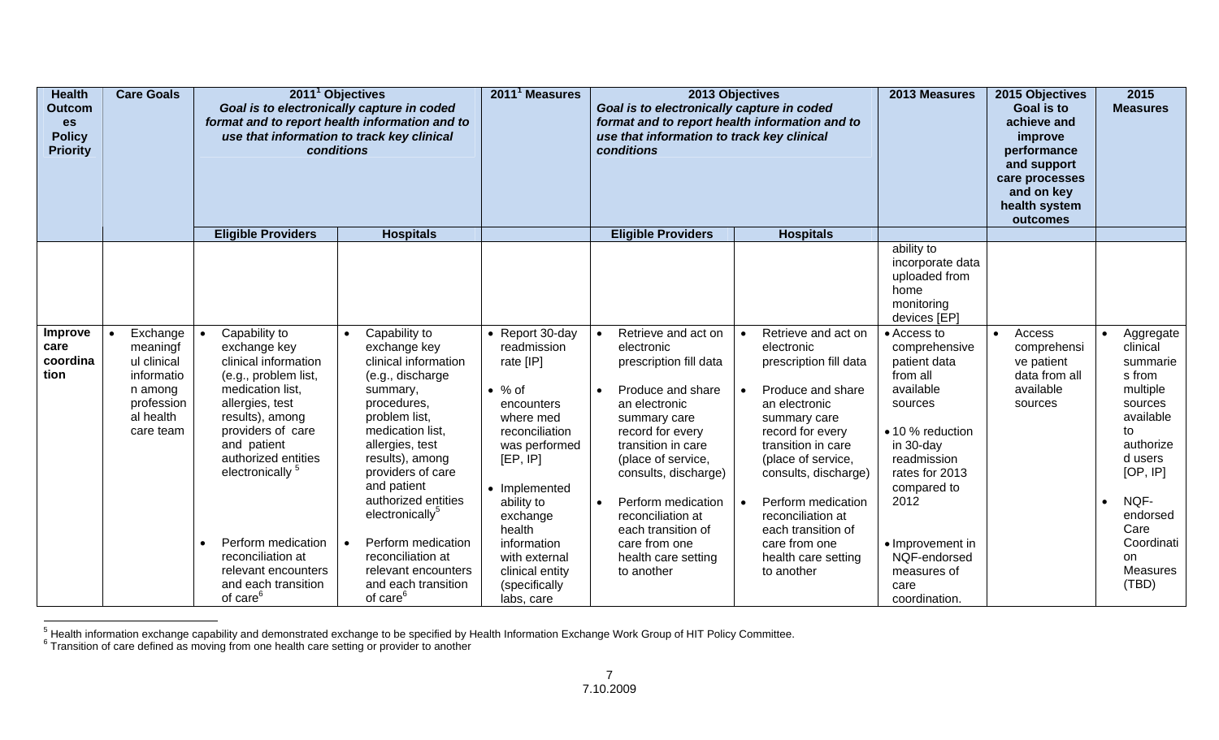| Health Outcomes Policy Priority | Care Goals | 2011[1] Objectives *Goal is to electronically capture in coded format and to report health information and to use that information to track key clinical conditions* | | 2011[1] Measures | 2013 Objectives *Goal is to electronically capture in coded format and to report health information and to use that information to track key clinical conditions* | | 2013 Measures | 2015 Objectives Goal is to achieve and improve performance and support care processes and on key health system outcomes | 2015 Measures |
|---|---|---|---|---|---|---|---|---|---|
| | | **Eligible Providers** | **Hospitals** | | **Eligible Providers** | **Hospitals** | | | |
| | | | | | | | ability to incorporate data uploaded from home monitoring devices [EP] | | |
| **Improve care coordination** | • Exchange meaningful clinical information among professional health care team | • Capability to exchange key clinical information (e.g., problem list, medication list, allergies, test results), among providers of care and patient authorized entities electronically [5]<br><br>• Perform medication reconciliation at relevant encounters and each transition of care[6] | • Capability to exchange key clinical information (e.g., discharge summary, procedures, problem list, medication list, allergies, test results), among providers of care and patient authorized entities electronically[5]<br><br>• Perform medication reconciliation at relevant encounters and each transition of care[6] | • Report 30-day readmission rate [IP]<br><br>• % of encounters where med reconciliation was performed [EP, IP]<br><br>• Implemented ability to exchange health information with external clinical entity (specifically labs, care | • Retrieve and act on electronic prescription fill data<br><br>• Produce and share an electronic summary care record for every transition in care (place of service, consults, discharge)<br><br>• Perform medication reconciliation at each transition of care from one health care setting to another | • Retrieve and act on electronic prescription fill data<br><br>• Produce and share an electronic summary care record for every transition in care (place of service, consults, discharge)<br><br>• Perform medication reconciliation at each transition of care from one health care setting to another | • Access to comprehensive patient data from all available sources<br><br>• 10 % reduction in 30-day readmission rates for 2013 compared to 2012<br><br>• Improvement in NQF-endorsed measures of care coordination. | • Access comprehensive patient data from all available sources | • Aggregate clinical summaries from multiple sources available to authorized users [OP, IP]<br><br>• NQF-endorsed Care Coordination Measures (TBD) |

[5] Health information exchange capability and demonstrated exchange to be specified by Health Information Exchange Work Group of HIT Policy Committee.
[6] Transition of care defined as moving from one health care setting or provider to another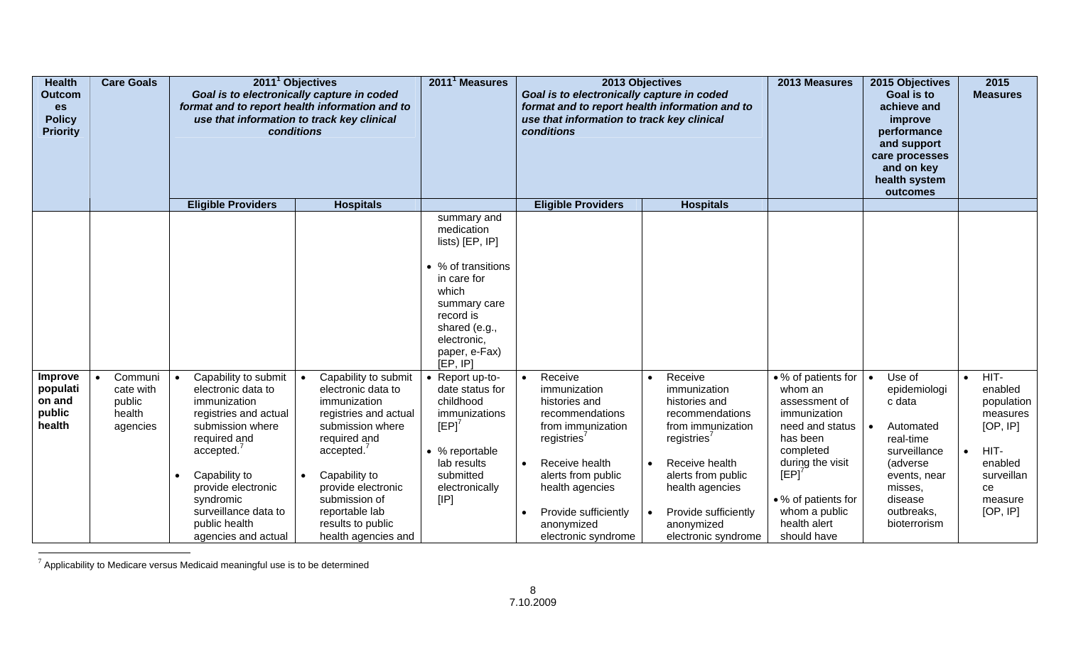| Health Outcomes Policy Priority | Care Goals | 2011[1] Objectives *Goal is to electronically capture in coded format and to report health information and to use that information to track key clinical conditions* | | 2011[1] Measures | 2013 Objectives *Goal is to electronically capture in coded format and to report health information and to use that information to track key clinical conditions* | | 2013 Measures | 2015 Objectives Goal is to achieve and improve performance and support care processes and on key health system outcomes | 2015 Measures |
|---|---|---|---|---|---|---|---|---|---|
| | | **Eligible Providers** | **Hospitals** | | **Eligible Providers** | **Hospitals** | | | |
| | | | | summary and medication lists) [EP, IP]<br><br>• % of transitions in care for which summary care record is shared (e.g., electronic, paper, e-Fax) [EP, IP] | | | | | |
| **Improve population and public health** | • Communicate with public health agencies | • Capability to submit electronic data to immunization registries and actual submission where required and accepted.[7]<br><br>• Capability to provide electronic syndromic surveillance data to public health agencies and actual | • Capability to submit electronic data to immunization registries and actual submission where required and accepted.[7]<br><br>• Capability to provide electronic submission of reportable lab results to public health agencies and | • Report up-to-date status for childhood immunizations [EP][7]<br><br>• % reportable lab results submitted electronically [IP] | • Receive immunization histories and recommendations from immunization registries[7]<br><br>• Receive health alerts from public health agencies<br><br>• Provide sufficiently anonymized electronic syndrome | • Receive immunization histories and recommendations from immunization registries[7]<br><br>• Receive health alerts from public health agencies<br><br>• Provide sufficiently anonymized electronic syndrome | • % of patients for whom an assessment of immunization need and status has been completed during the visit [EP][7]<br><br>• % of patients for whom a public health alert should have | • Use of epidemiologic data<br><br>• Automated real-time surveillance (adverse events, near misses, disease outbreaks, bioterrorism | • HIT-enabled population measures [OP, IP]<br><br>• HIT-enabled surveillance measure [OP, IP] |

[7] Applicability to Medicare versus Medicaid meaningful use is to be determined

7.10.2009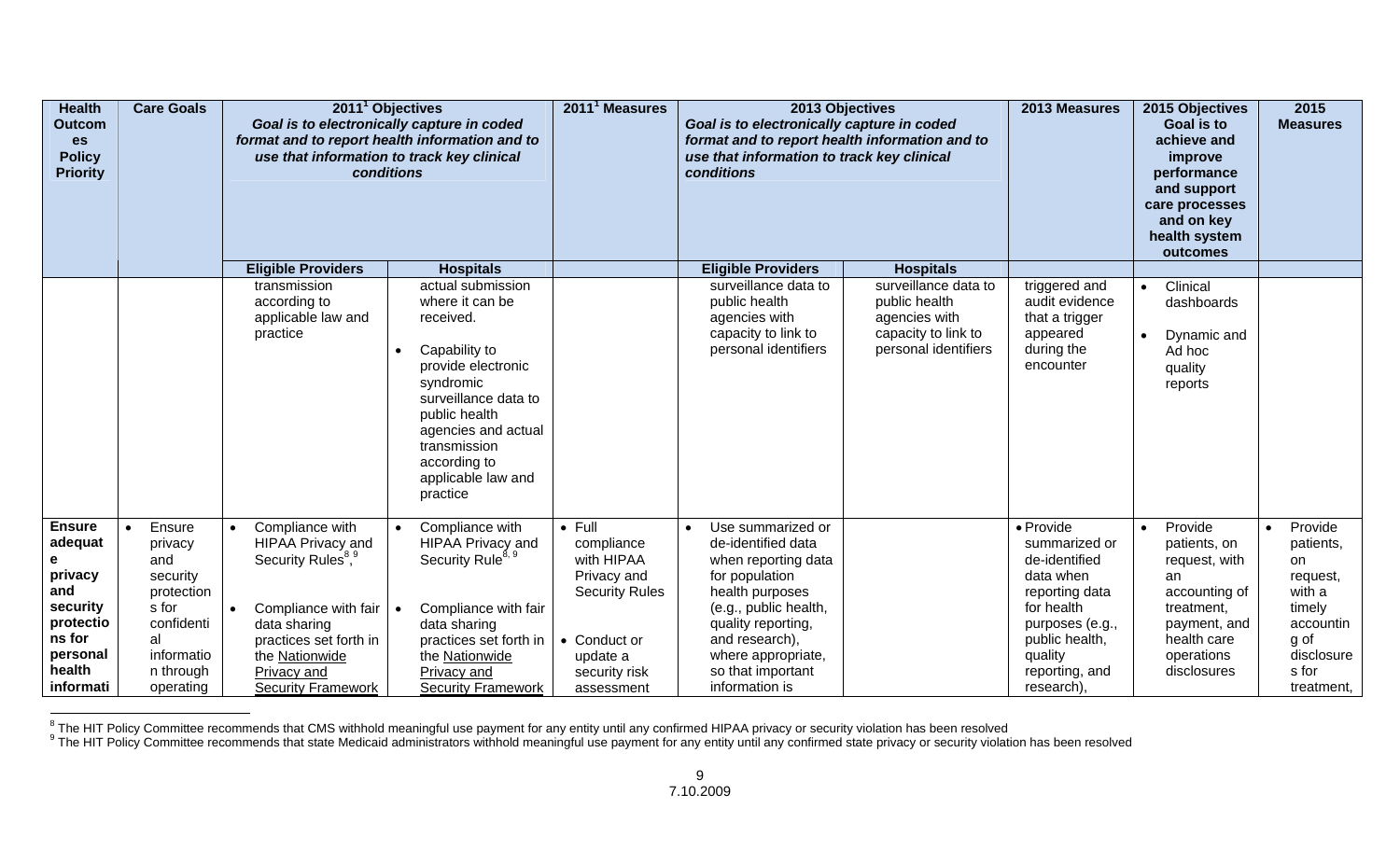| Health Outcomes Policy Priority | Care Goals | 2011[1] Objectives *Goal is to electronically capture in coded format and to report health information and to use that information to track key clinical conditions* | | 2011[1] Measures | 2013 Objectives *Goal is to electronically capture in coded format and to report health information and to use that information to track key clinical conditions* | | 2013 Measures | 2015 Objectives Goal is to achieve and improve performance and support care processes and on key health system outcomes | 2015 Measures |
|---|---|---|---|---|---|---|---|---|---|
| | | **Eligible Providers** | **Hospitals** | | **Eligible Providers** | **Hospitals** | | | |
| | | transmission according to applicable law and practice | actual submission where it can be received. • Capability to provide electronic syndromic surveillance data to public health agencies and actual transmission according to applicable law and practice | | surveillance data to public health agencies with capacity to link to personal identifiers | surveillance data to public health agencies with capacity to link to personal identifiers | triggered and audit evidence that a trigger appeared during the encounter | • Clinical dashboards • Dynamic and Ad hoc quality reports | |
| **Ensure adequate privacy and security protections for personal health informati** | • Ensure privacy and security protections for confidential information through operating | • Compliance with HIPAA Privacy and Security Rules[8,9] • Compliance with fair data sharing practices set forth in the Nationwide Privacy and Security Framework | • Compliance with HIPAA Privacy and Security Rule[8,9] • Compliance with fair data sharing practices set forth in the Nationwide Privacy and Security Framework | • Full compliance with HIPAA Privacy and Security Rules • Conduct or update a security risk assessment | • Use summarized or de-identified data when reporting data for population health purposes (e.g., public health, quality reporting, and research), where appropriate, so that important information is | | • Provide summarized or de-identified data when reporting data for health purposes (e.g., public health, quality reporting, and research), | • Provide patients, on request, with an accounting of treatment, payment, and health care operations disclosures | • Provide patients, on request, with a timely accounting of disclosures for treatment, |

[8] The HIT Policy Committee recommends that CMS withhold meaningful use payment for any entity until any confirmed HIPAA privacy or security violation has been resolved

[9] The HIT Policy Committee recommends that state Medicaid administrators withhold meaningful use payment for any entity until any confirmed state privacy or security violation has been resolved

7.10.2009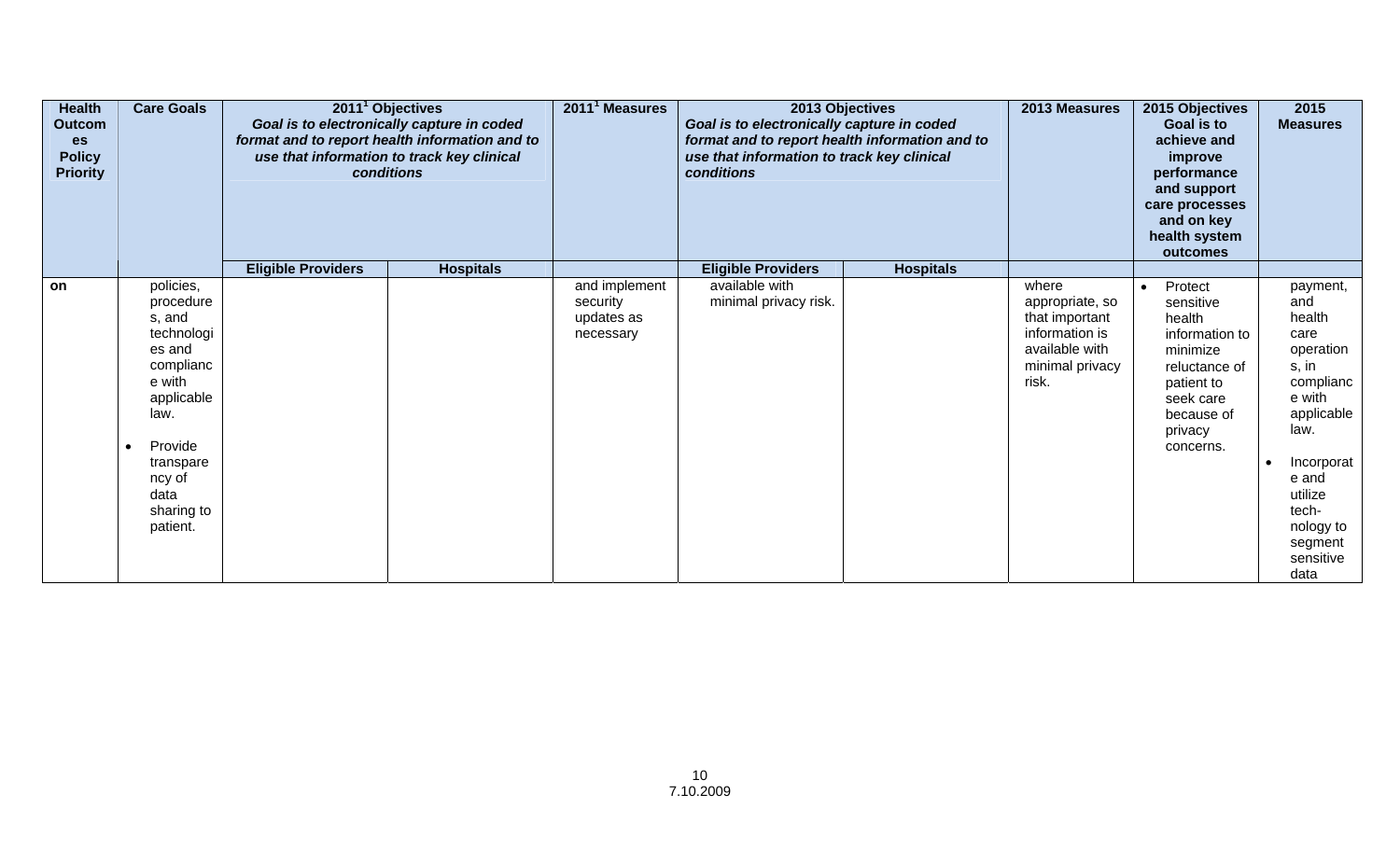| Health Outcomes Policy Priority | Care Goals | 2011[1] Objectives *Goal is to electronically capture in coded format and to report health information and to use that information to track key clinical conditions* | | 2011[1] Measures | 2013 Objectives *Goal is to electronically capture in coded format and to report health information and to use that information to track key clinical conditions* | | 2013 Measures | 2015 Objectives Goal is to achieve and improve performance and support care processes and on key health system outcomes | 2015 Measures |
|---|---|---|---|---|---|---|---|---|---|
| | | **Eligible Providers** | **Hospitals** | | **Eligible Providers** | **Hospitals** | | | |
| **on** | policies, procedures, and technologies and compliance with applicable law. <br>• Provide transparency of data sharing to patient. | | | and implement security updates as necessary | available with minimal privacy risk. | | where appropriate, so that important information is available with minimal privacy risk. | • Protect sensitive health information to minimize reluctance of patient to seek care because of privacy concerns. | payment, and health care operations, in compliance with applicable law. <br>• Incorporate and utilize tech-nology to segment sensitive data |

7.10.2009